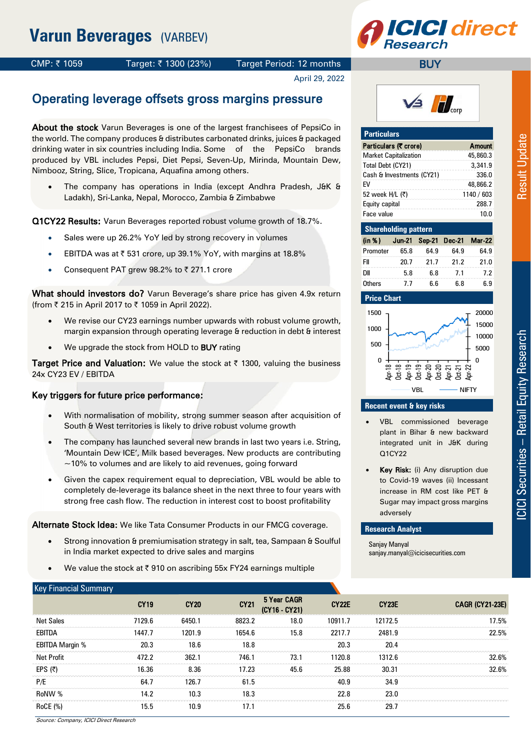# Varun Beverages (VARBEV)

CMP: ₹ 1059 | Target: ₹ 1300 (23%) | Target Period: 12 months | **BUY**

April 29, 2022

## Operating leverage offsets gross margins pressure

**About the stock** Varun Beverages is one of the largest franchisees of PepsiCo in the world. The company produces & distributes carbonated drinks, juices & packaged drinking water in six countries including India. Some of the PepsiCo brands produced by VBL includes Pepsi, Diet Pepsi, Seven-Up, Mirinda, Mountain Dew, Nimbooz, String, Slice, Tropicana, Aquafina among others.

- The company has operations in India (except Andhra Pradesh, J&K & Ladakh), Sri-Lanka, Nepal, Morocco, Zambia & Zimbabwe

**Q1CY22 Results:** Varun Beverages reported robust volume growth of 18.7%.

- Sales were up 26.2% YoY led by strong recovery in volumes
- EBITDA was at ₹ 531 crore, up 39.1% YoY, with margins at 18.8%
- Consequent PAT grew 98.2% to ₹ 271.1 crore

**What should investors do?** Varun Beverage's share price has given 4.9x return (from ₹ 215 in April 2017 to ₹ 1059 in April 2022).

- We revise our CY23 earnings number upwards with robust volume growth, margin expansion through operating leverage & reduction in debt & interest
- We upgrade the stock from HOLD to **BUY** rating

**Target Price and Valuation:** We value the stock at ₹ 1300, valuing the business 24x CY23 EV / EBITDA

**Key triggers for future price performance:**

- With normalisation of mobility, strong summer season after acquisition of South & West territories is likely to drive robust volume growth
- The company has launched several new brands in last two years i.e. String, 'Mountain Dew ICE', Milk based beverages. New products are contributing ~10% to volumes and are likely to aid revenues, going forward
- Given the capex requirement equal to depreciation, VBL would be able to completely de-leverage its balance sheet in the next three to four years with strong free cash flow. The reduction in interest cost to boost profitability

**Alternate Stock Idea:** We like Tata Consumer Products in our FMCG coverage.

- Strong innovation & premiumisation strategy in salt, tea, Sampaan & Soulful in India market expected to drive sales and margins
- We value the stock at ₹ 910 on ascribing 55x FY24 earnings multiple

### Particulars

| Particulars (₹ crore) | Amount |
|---|---|
| Market Capitalization | 45,860.3 |
| Total Debt (CY21) | 3,341.9 |
| Cash & Investments (CY21) | 336.0 |
| EV | 48,866.2 |
| 52 week H/L (₹) | 1140 / 603 |
| Equity capital | 288.7 |
| Face value | 10.0 |

### Shareholding pattern

| (in %) | Jun-21 | Sep-21 | Dec-21 | Mar-22 |
|---|---|---|---|---|
| Promoter | 65.8 | 64.9 | 64.9 | 64.9 |
| FII | 20.7 | 21.7 | 21.2 | 21.0 |
| DII | 5.8 | 6.8 | 7.1 | 7.2 |
| Others | 7.7 | 6.6 | 6.8 | 6.9 |

### Price Chart

### Recent event & key risks

- VBL commissioned beverage plant in Bihar & new backward integrated unit in J&K during Q1CY22
- **Key Risk:** (i) Any disruption due to Covid-19 waves (ii) Incessant increase in RM cost like PET & Sugar may impact gross margins adversely

### Research Analyst

Sanjay Manyal
sanjay.manyal@icicisecurities.com

### Key Financial Summary

| | CY19 | CY20 | CY21 | 5 Year CAGR (CY16 - CY21) | CY22E | CY23E | CAGR (CY21-23E) |
|---|---|---|---|---|---|---|---|
| Net Sales | 7129.6 | 6450.1 | 8823.2 | 18.0 | 10911.7 | 12172.5 | 17.5% |
| EBITDA | 1447.7 | 1201.9 | 1654.6 | 15.8 | 2217.7 | 2481.9 | 22.5% |
| EBITDA Margin % | 20.3 | 18.6 | 18.8 | | 20.3 | 20.4 | |
| Net Profit | 472.2 | 362.1 | 746.1 | 73.1 | 1120.8 | 1312.6 | 32.6% |
| EPS (₹) | 16.36 | 8.36 | 17.23 | 45.6 | 25.88 | 30.31 | 32.6% |
| P/E | 64.7 | 126.7 | 61.5 | | 40.9 | 34.9 | |
| RoNW % | 14.2 | 10.3 | 18.3 | | 22.8 | 23.0 | |
| RoCE (%) | 15.5 | 10.9 | 17.1 | | 25.6 | 29.7 | |

*Source: Company, ICICI Direct Research*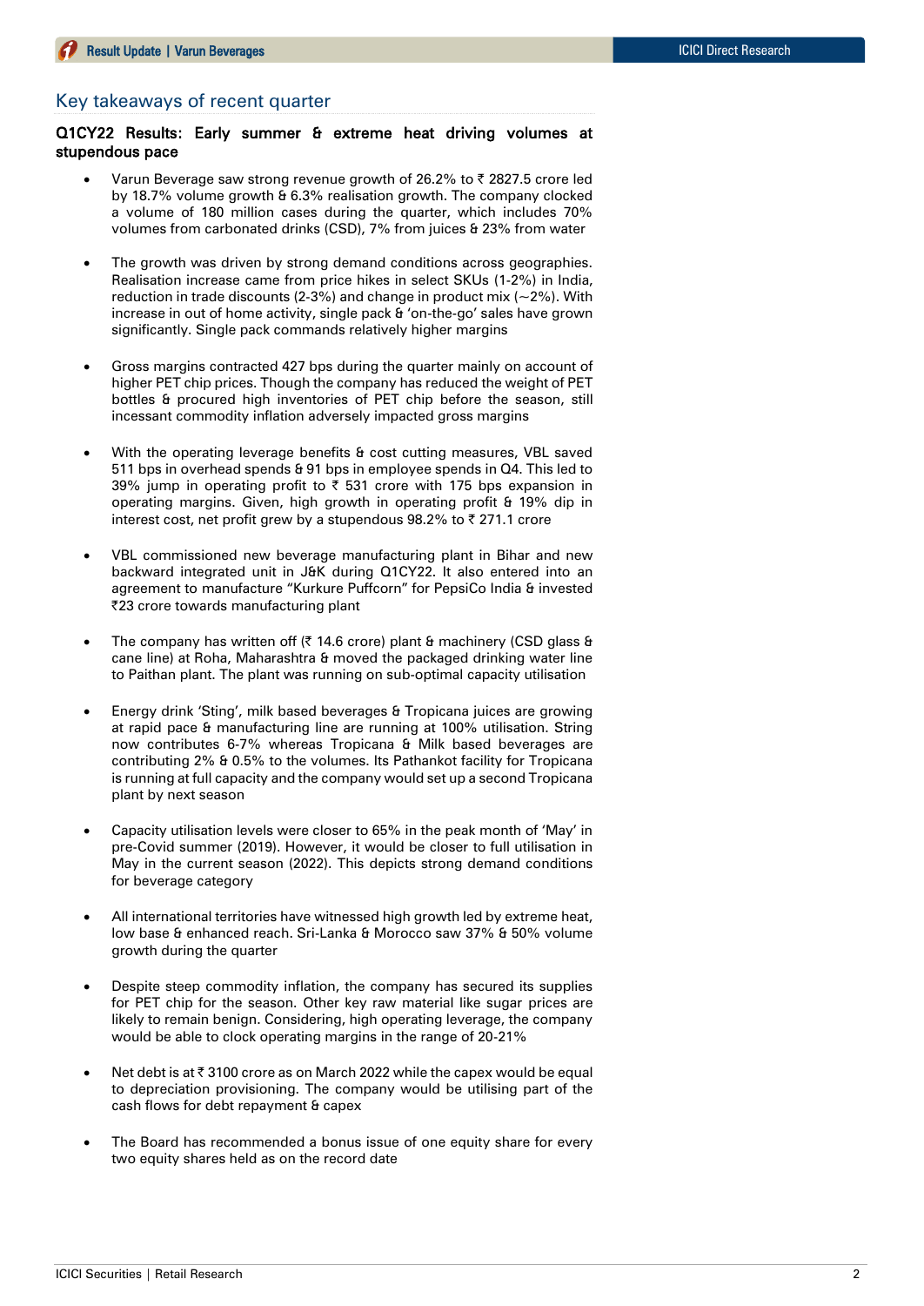## Key takeaways of recent quarter

**Q1CY22 Results: Early summer & extreme heat driving volumes at stupendous pace**

- Varun Beverage saw strong revenue growth of 26.2% to ₹ 2827.5 crore led by 18.7% volume growth & 6.3% realisation growth. The company clocked a volume of 180 million cases during the quarter, which includes 70% volumes from carbonated drinks (CSD), 7% from juices & 23% from water

- The growth was driven by strong demand conditions across geographies. Realisation increase came from price hikes in select SKUs (1-2%) in India, reduction in trade discounts (2-3%) and change in product mix (~2%). With increase in out of home activity, single pack & 'on-the-go' sales have grown significantly. Single pack commands relatively higher margins

- Gross margins contracted 427 bps during the quarter mainly on account of higher PET chip prices. Though the company has reduced the weight of PET bottles & procured high inventories of PET chip before the season, still incessant commodity inflation adversely impacted gross margins

- With the operating leverage benefits & cost cutting measures, VBL saved 511 bps in overhead spends & 91 bps in employee spends in Q4. This led to 39% jump in operating profit to ₹ 531 crore with 175 bps expansion in operating margins. Given, high growth in operating profit & 19% dip in interest cost, net profit grew by a stupendous 98.2% to ₹ 271.1 crore

- VBL commissioned new beverage manufacturing plant in Bihar and new backward integrated unit in J&K during Q1CY22. It also entered into an agreement to manufacture "Kurkure Puffcorn" for PepsiCo India & invested ₹23 crore towards manufacturing plant

- The company has written off (₹ 14.6 crore) plant & machinery (CSD glass & cane line) at Roha, Maharashtra & moved the packaged drinking water line to Paithan plant. The plant was running on sub-optimal capacity utilisation

- Energy drink 'Sting', milk based beverages & Tropicana juices are growing at rapid pace & manufacturing line are running at 100% utilisation. String now contributes 6-7% whereas Tropicana & Milk based beverages are contributing 2% & 0.5% to the volumes. Its Pathankot facility for Tropicana is running at full capacity and the company would set up a second Tropicana plant by next season

- Capacity utilisation levels were closer to 65% in the peak month of 'May' in pre-Covid summer (2019). However, it would be closer to full utilisation in May in the current season (2022). This depicts strong demand conditions for beverage category

- All international territories have witnessed high growth led by extreme heat, low base & enhanced reach. Sri-Lanka & Morocco saw 37% & 50% volume growth during the quarter

- Despite steep commodity inflation, the company has secured its supplies for PET chip for the season. Other key raw material like sugar prices are likely to remain benign. Considering, high operating leverage, the company would be able to clock operating margins in the range of 20-21%

- Net debt is at ₹ 3100 crore as on March 2022 while the capex would be equal to depreciation provisioning. The company would be utilising part of the cash flows for debt repayment & capex

- The Board has recommended a bonus issue of one equity share for every two equity shares held as on the record date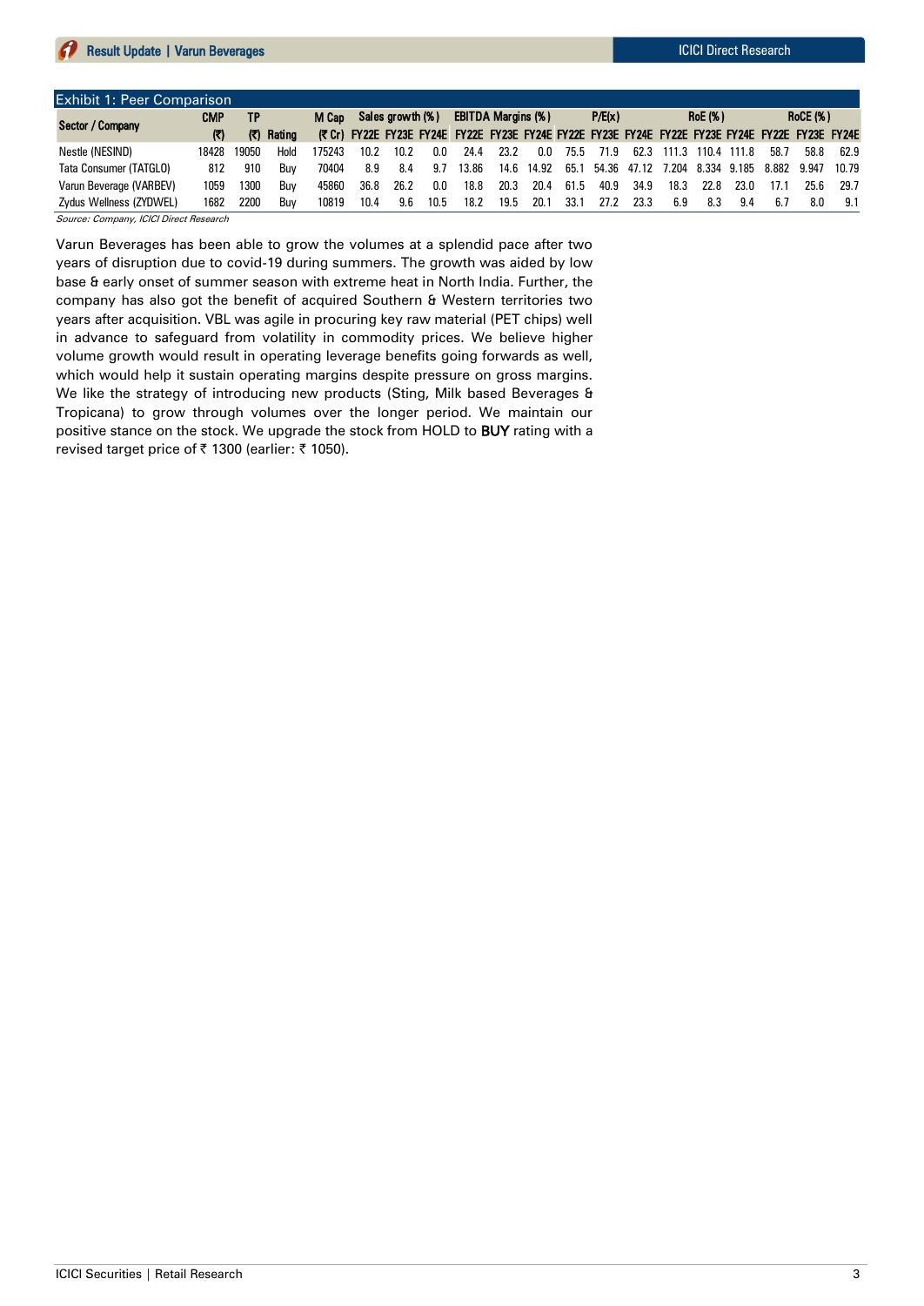Exhibit 1: Peer Comparison

| Sector / Company | CMP | TP | | M Cap | Sales growth (%) | | | EBITDA Margins (%) | | | P/E(x) | | | RoE (%) | | | RoCE (%) | | |
|---|---|---|---|---|---|---|---|---|---|---|---|---|---|---|---|---|---|---|---|
| | (₹) | (₹) | Rating | (₹ Cr) | FY22E | FY23E | FY24E | FY22E | FY23E | FY24E | FY22E | FY23E | FY24E | FY22E | FY23E | FY24E | FY22E | FY23E | FY24E |
| Nestle (NESIND) | 18428 | 19050 | Hold | 175243 | 10.2 | 10.2 | 0.0 | 24.4 | 23.2 | 0.0 | 75.5 | 71.9 | 62.3 | 111.3 | 110.4 | 111.8 | 58.7 | 58.8 | 62.9 |
| Tata Consumer (TATGLO) | 812 | 910 | Buy | 70404 | 8.9 | 8.4 | 9.7 | 13.86 | 14.6 | 14.92 | 65.1 | 54.36 | 47.12 | 7.204 | 8.334 | 9.185 | 8.882 | 9.947 | 10.79 |
| Varun Beverage (VARBEV) | 1059 | 1300 | Buy | 45860 | 36.8 | 26.2 | 0.0 | 18.8 | 20.3 | 20.4 | 61.5 | 40.9 | 34.9 | 18.3 | 22.8 | 23.0 | 17.1 | 25.6 | 29.7 |
| Zydus Wellness (ZYDWEL) | 1682 | 2200 | Buy | 10819 | 10.4 | 9.6 | 10.5 | 18.2 | 19.5 | 20.1 | 33.1 | 27.2 | 23.3 | 6.9 | 8.3 | 9.4 | 6.7 | 8.0 | 9.1 |

*Source: Company, ICICI Direct Research*

Varun Beverages has been able to grow the volumes at a splendid pace after two years of disruption due to covid-19 during summers. The growth was aided by low base & early onset of summer season with extreme heat in North India. Further, the company has also got the benefit of acquired Southern & Western territories two years after acquisition. VBL was agile in procuring key raw material (PET chips) well in advance to safeguard from volatility in commodity prices. We believe higher volume growth would result in operating leverage benefits going forwards as well, which would help it sustain operating margins despite pressure on gross margins. We like the strategy of introducing new products (Sting, Milk based Beverages & Tropicana) to grow through volumes over the longer period. We maintain our positive stance on the stock. We upgrade the stock from HOLD to **BUY** rating with a revised target price of ₹ 1300 (earlier: ₹ 1050).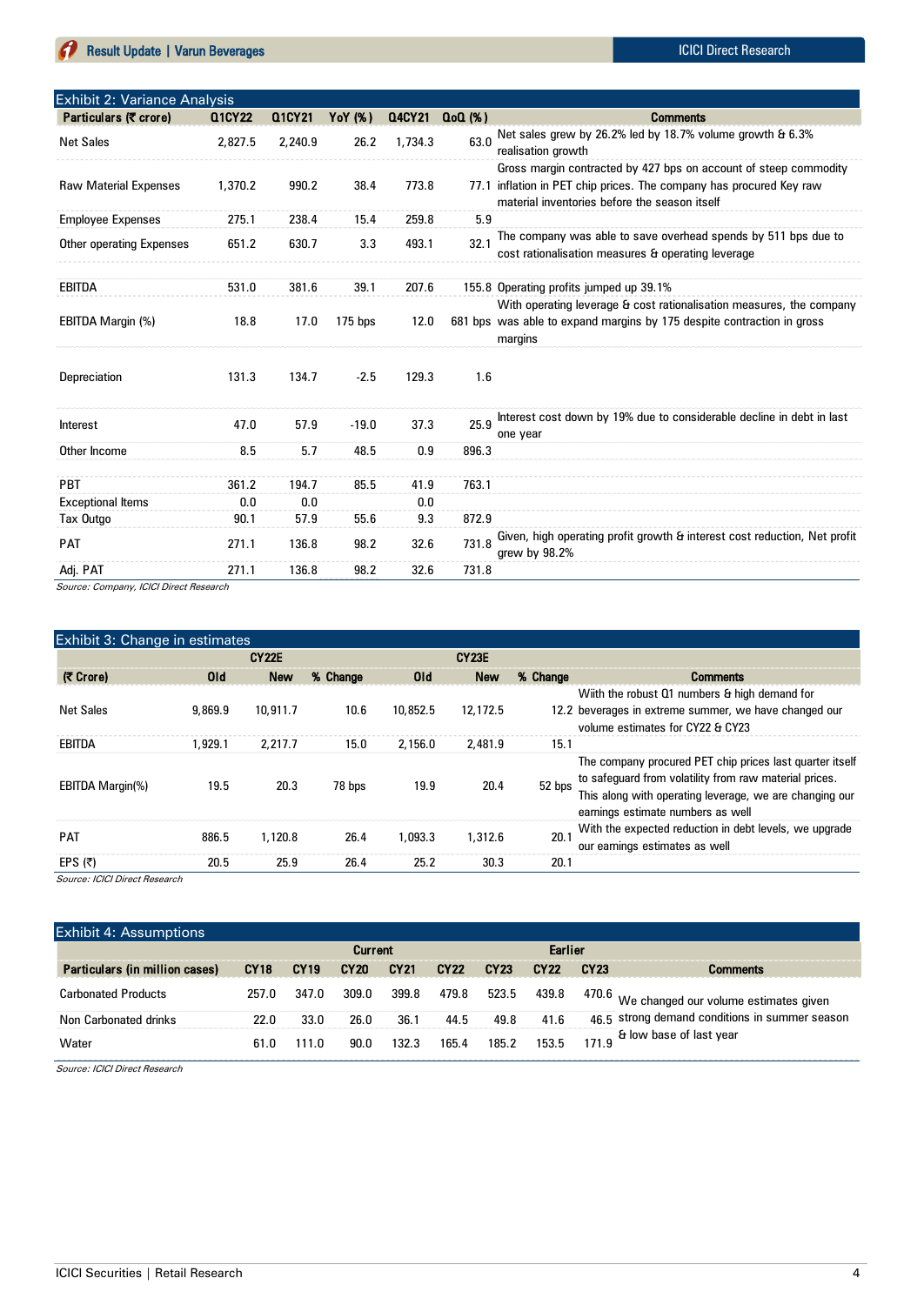## Exhibit 2: Variance Analysis

| Particulars (₹ crore) | Q1CY22 | Q1CY21 | YoY (%) | Q4CY21 | QoQ (%) | Comments |
|---|---|---|---|---|---|---|
| Net Sales | 2,827.5 | 2,240.9 | 26.2 | 1,734.3 | 63.0 | Net sales grew by 26.2% led by 18.7% volume growth & 6.3% realisation growth |
| Raw Material Expenses | 1,370.2 | 990.2 | 38.4 | 773.8 | 77.1 | Gross margin contracted by 427 bps on account of steep commodity inflation in PET chip prices. The company has procured Key raw material inventories before the season itself |
| Employee Expenses | 275.1 | 238.4 | 15.4 | 259.8 | 5.9 | |
| Other operating Expenses | 651.2 | 630.7 | 3.3 | 493.1 | 32.1 | The company was able to save overhead spends by 511 bps due to cost rationalisation measures & operating leverage |
| EBITDA | 531.0 | 381.6 | 39.1 | 207.6 | 155.8 | Operating profits jumped up 39.1% |
| EBITDA Margin (%) | 18.8 | 17.0 | 175 bps | 12.0 | 681 bps | With operating leverage & cost rationalisation measures, the company was able to expand margins by 175 despite contraction in gross margins |
| Depreciation | 131.3 | 134.7 | -2.5 | 129.3 | 1.6 | |
| Interest | 47.0 | 57.9 | -19.0 | 37.3 | 25.9 | Interest cost down by 19% due to considerable decline in debt in last one year |
| Other Income | 8.5 | 5.7 | 48.5 | 0.9 | 896.3 | |
| PBT | 361.2 | 194.7 | 85.5 | 41.9 | 763.1 | |
| Exceptional Items | 0.0 | 0.0 | | 0.0 | | |
| Tax Outgo | 90.1 | 57.9 | 55.6 | 9.3 | 872.9 | |
| PAT | 271.1 | 136.8 | 98.2 | 32.6 | 731.8 | Given, high operating profit growth & interest cost reduction, Net profit grew by 98.2% |
| Adj. PAT | 271.1 | 136.8 | 98.2 | 32.6 | 731.8 | |

*Source: Company, ICICI Direct Research*

## Exhibit 3: Change in estimates

| | CY22E | | | CY23E | | | |
|---|---|---|---|---|---|---|---|
| (₹ Crore) | Old | New | % Change | Old | New | % Change | Comments |
| Net Sales | 9,869.9 | 10,911.7 | 10.6 | 10,852.5 | 12,172.5 | 12.2 | Wiith the robust Q1 numbers & high demand for beverages in extreme summer, we have changed our volume estimates for CY22 & CY23 |
| EBITDA | 1,929.1 | 2,217.7 | 15.0 | 2,156.0 | 2,481.9 | 15.1 | |
| EBITDA Margin(%) | 19.5 | 20.3 | 78 bps | 19.9 | 20.4 | 52 bps | The company procured PET chip prices last quarter itself to safeguard from volatility from raw material prices. This along with operating leverage, we are changing our earnings estimate numbers as well |
| PAT | 886.5 | 1,120.8 | 26.4 | 1,093.3 | 1,312.6 | 20.1 | With the expected reduction in debt levels, we upgrade our earnings estimates as well |
| EPS (₹) | 20.5 | 25.9 | 26.4 | 25.2 | 30.3 | 20.1 | |

*Source: ICICI Direct Research*

## Exhibit 4: Assumptions

| | | | Current | | | | Earlier | | |
|---|---|---|---|---|---|---|---|---|---|
| Particulars (in million cases) | CY18 | CY19 | CY20 | CY21 | CY22 | CY23 | CY22 | CY23 | Comments |
| Carbonated Products | 257.0 | 347.0 | 309.0 | 399.8 | 479.8 | 523.5 | 439.8 | 470.6 | We changed our volume estimates given strong demand conditions in summer season & low base of last year |
| Non Carbonated drinks | 22.0 | 33.0 | 26.0 | 36.1 | 44.5 | 49.8 | 41.6 | 46.5 | |
| Water | 61.0 | 111.0 | 90.0 | 132.3 | 165.4 | 185.2 | 153.5 | 171.9 | |

*Source: ICICI Direct Research*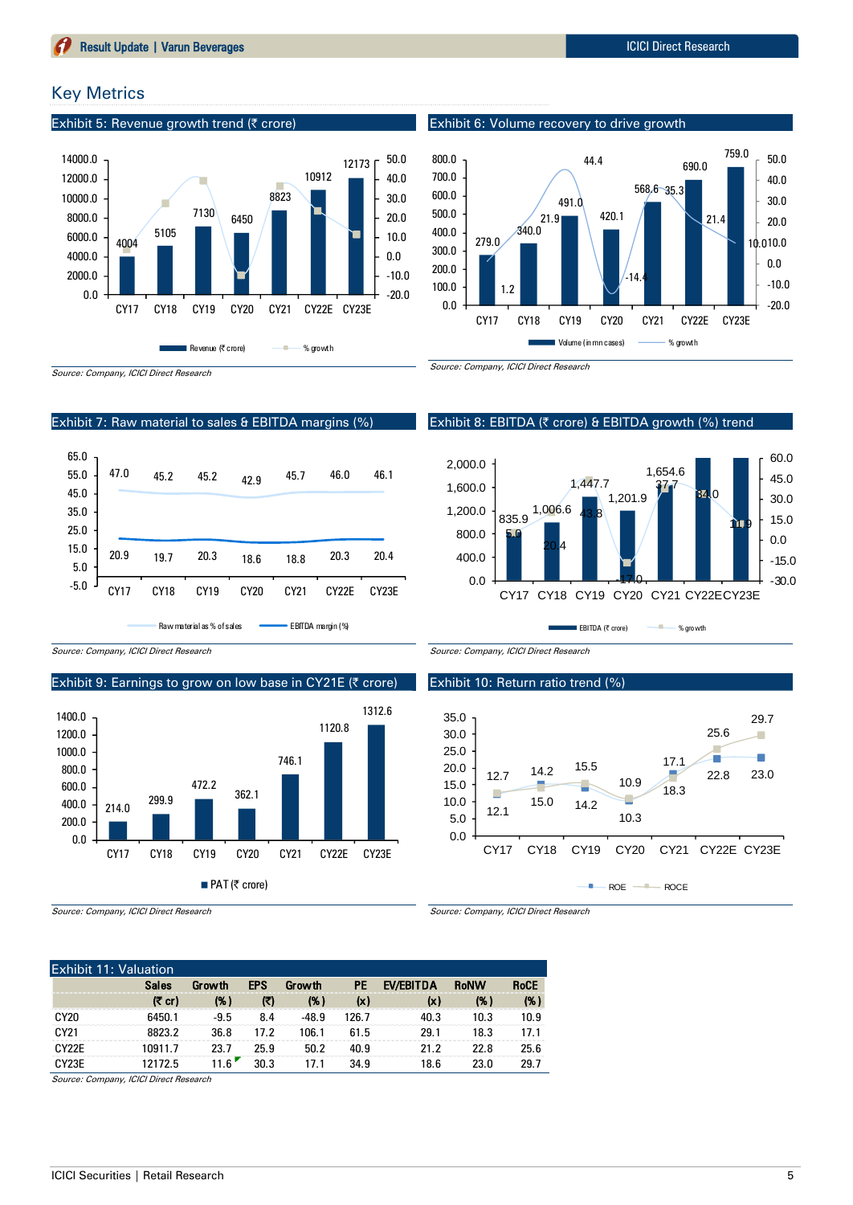## Key Metrics

**Exhibit 5: Revenue growth trend (₹ crore)**

| | CY17 | CY18 | CY19 | CY20 | CY21 | CY22E | CY23E |
|---|---|---|---|---|---|---|---|
| Revenue (₹ crore) | 4004 | 5105 | 7130 | 6450 | 8823 | 10912 | 12173 |

Source: Company, ICICI Direct Research

**Exhibit 6: Volume recovery to drive growth**

| | CY17 | CY18 | CY19 | CY20 | CY21 | CY22E | CY23E |
|---|---|---|---|---|---|---|---|
| Volume (in mn cases) | 279.0 | 340.0 | 491.0 | 420.1 | 568.6 | 690.0 | 759.0 |
| % growth | 1.2 | 21.9 | 44.4 | -14.4 | 35.3 | 21.4 | 10.0 |

Source: Company, ICICI Direct Research

**Exhibit 7: Raw material to sales & EBITDA margins (%)**

| | CY17 | CY18 | CY19 | CY20 | CY21 | CY22E | CY23E |
|---|---|---|---|---|---|---|---|
| Raw material as % of sales | 47.0 | 45.2 | 45.2 | 42.9 | 45.7 | 46.0 | 46.1 |
| EBITDA margin (%) | 20.9 | 19.7 | 20.3 | 18.6 | 18.8 | 20.3 | 20.4 |

Source: Company, ICICI Direct Research

**Exhibit 8: EBITDA (₹ crore) & EBITDA growth (%) trend**

| | CY17 | CY18 | CY19 | CY20 | CY21 | CY22E | CY23E |
|---|---|---|---|---|---|---|---|
| EBITDA (₹ crore) | 835.9 | 1,006.6 | 1,447.7 | 1,201.9 | 1,654.6 | | |
| % growth | 5.0 | 20.4 | 43.8 | -17.0 | 37.7 | 34.0 | 11.9 |

Source: Company, ICICI Direct Research

**Exhibit 9: Earnings to grow on low base in CY21E (₹ crore)**

| | CY17 | CY18 | CY19 | CY20 | CY21 | CY22E | CY23E |
|---|---|---|---|---|---|---|---|
| PAT (₹ crore) | 214.0 | 299.9 | 472.2 | 362.1 | 746.1 | 1120.8 | 1312.6 |

Source: Company, ICICI Direct Research

**Exhibit 10: Return ratio trend (%)**

| | CY17 | CY18 | CY19 | CY20 | CY21 | CY22E | CY23E |
|---|---|---|---|---|---|---|---|
| ROE | 12.1 | 15.0 | 14.2 | 10.3 | 18.3 | 22.8 | 23.0 |
| ROCE | 12.7 | 14.2 | 15.5 | 10.9 | 17.1 | 25.6 | 29.7 |

Source: Company, ICICI Direct Research

**Exhibit 11: Valuation**

| | Sales | Growth | EPS | Growth | PE | EV/EBITDA | RoNW | RoCE |
|---|---|---|---|---|---|---|---|---|
| | (₹ cr) | (%) | (₹) | (%) | (x) | (x) | (%) | (%) |
| CY20 | 6450.1 | -9.5 | 8.4 | -48.9 | 126.7 | 40.3 | 10.3 | 10.9 |
| CY21 | 8823.2 | 36.8 | 17.2 | 106.1 | 61.5 | 29.1 | 18.3 | 17.1 |
| CY22E | 10911.7 | 23.7 | 25.9 | 50.2 | 40.9 | 21.2 | 22.8 | 25.6 |
| CY23E | 12172.5 | 11.6 | 30.3 | 17.1 | 34.9 | 18.6 | 23.0 | 29.7 |

Source: Company, ICICI Direct Research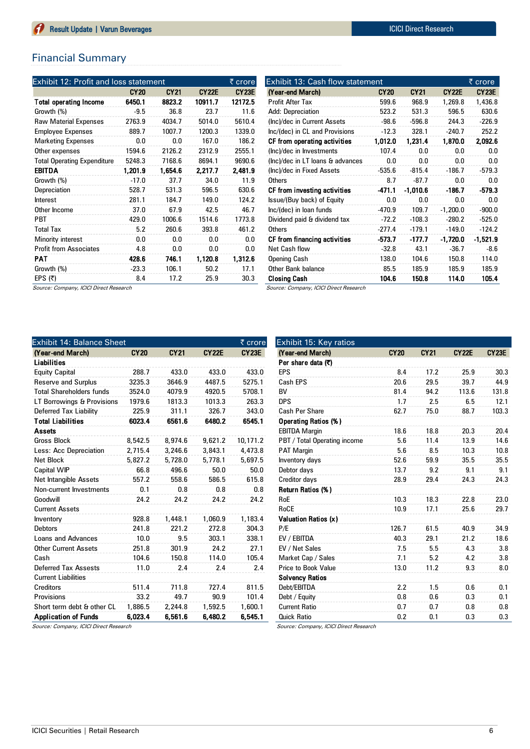## Financial Summary

**Exhibit 12: Profit and loss statement** (₹ crore)

| | CY20 | CY21 | CY22E | CY23E |
|---|---|---|---|---|
| **Total operating Income** | **6450.1** | **8823.2** | **10911.7** | **12172.5** |
| Growth (%) | -9.5 | 36.8 | 23.7 | 11.6 |
| Raw Material Expenses | 2763.9 | 4034.7 | 5014.0 | 5610.4 |
| Employee Expenses | 889.7 | 1007.7 | 1200.3 | 1339.0 |
| Marketing Expenses | 0.0 | 0.0 | 167.0 | 186.2 |
| Other expenses | 1594.6 | 2126.2 | 2312.9 | 2555.1 |
| Total Operating Expenditure | 5248.3 | 7168.6 | 8694.1 | 9690.6 |
| **EBITDA** | **1,201.9** | **1,654.6** | **2,217.7** | **2,481.9** |
| Growth (%) | -17.0 | 37.7 | 34.0 | 11.9 |
| Depreciation | 528.7 | 531.3 | 596.5 | 630.6 |
| Interest | 281.1 | 184.7 | 149.0 | 124.2 |
| Other Income | 37.0 | 67.9 | 42.5 | 46.7 |
| PBT | 429.0 | 1006.6 | 1514.6 | 1773.8 |
| Total Tax | 5.2 | 260.6 | 393.8 | 461.2 |
| Minority interest | 0.0 | 0.0 | 0.0 | 0.0 |
| Profit from Associates | 4.8 | 0.0 | 0.0 | 0.0 |
| **PAT** | **428.6** | **746.1** | **1,120.8** | **1,312.6** |
| Growth (%) | -23.3 | 106.1 | 50.2 | 17.1 |
| EPS (₹) | 8.4 | 17.2 | 25.9 | 30.3 |

*Source: Company, ICICI Direct Research*

**Exhibit 13: Cash flow statement** (₹ crore)

| (Year-end March) | CY20 | CY21 | CY22E | CY23E |
|---|---|---|---|---|
| Profit After Tax | 599.6 | 968.9 | 1,269.8 | 1,436.8 |
| Add: Depreciation | 523.2 | 531.3 | 596.5 | 630.6 |
| (Inc)/dec in Current Assets | -98.6 | -596.8 | 244.3 | -226.9 |
| Inc/(dec) in CL and Provisions | -12.3 | 328.1 | -240.7 | 252.2 |
| **CF from operating activities** | **1,012.0** | **1,231.4** | **1,870.0** | **2,092.6** |
| (Inc)/dec in Investments | 107.4 | 0.0 | 0.0 | 0.0 |
| (Inc)/dec in LT loans & advances | 0.0 | 0.0 | 0.0 | 0.0 |
| (Inc)/dec in Fixed Assets | -535.6 | -815.4 | -186.7 | -579.3 |
| Others | 8.7 | -87.7 | 0.0 | 0.0 |
| **CF from investing activities** | **-471.1** | **-1,010.6** | **-186.7** | **-579.3** |
| Issue/(Buy back) of Equity | 0.0 | 0.0 | 0.0 | 0.0 |
| Inc/(dec) in loan funds | -470.9 | 109.7 | -1,200.0 | -900.0 |
| Dividend paid & dividend tax | -72.2 | -108.3 | -280.2 | -525.0 |
| Others | -277.4 | -179.1 | -149.0 | -124.2 |
| **CF from financing activities** | **-573.7** | **-177.7** | **-1,720.0** | **-1,521.9** |
| Net Cash flow | -32.8 | 43.1 | -36.7 | -8.6 |
| Opening Cash | 138.0 | 104.6 | 150.8 | 114.0 |
| Other Bank balance | 85.5 | 185.9 | 185.9 | 185.9 |
| **Closing Cash** | **104.6** | **150.8** | **114.0** | **105.4** |

*Source: Company, ICICI Direct Research*

**Exhibit 14: Balance Sheet** (₹ crore)

| (Year-end March) | CY20 | CY21 | CY22E | CY23E |
|---|---|---|---|---|
| **Liabilities** | | | | |
| Equity Capital | 288.7 | 433.0 | 433.0 | 433.0 |
| Reserve and Surplus | 3235.3 | 3646.9 | 4487.5 | 5275.1 |
| Total Shareholders funds | 3524.0 | 4079.9 | 4920.5 | 5708.1 |
| LT Borrowings & Provisions | 1979.6 | 1813.3 | 1013.3 | 263.3 |
| Deferred Tax Liability | 225.9 | 311.1 | 326.7 | 343.0 |
| **Total Liabilities** | **6023.4** | **6561.6** | **6480.2** | **6545.1** |
| **Assets** | | | | |
| Gross Block | 8,542.5 | 8,974.6 | 9,621.2 | 10,171.2 |
| Less: Acc Depreciation | 2,715.4 | 3,246.6 | 3,843.1 | 4,473.8 |
| Net Block | 5,827.2 | 5,728.0 | 5,778.1 | 5,697.5 |
| Capital WIP | 66.8 | 496.6 | 50.0 | 50.0 |
| Net Intangible Assets | 557.2 | 558.6 | 586.5 | 615.8 |
| Non-current Investments | 0.1 | 0.8 | 0.8 | 0.8 |
| Goodwill | 24.2 | 24.2 | 24.2 | 24.2 |
| Current Assets | | | | |
| Inventory | 928.8 | 1,448.1 | 1,060.9 | 1,183.4 |
| Debtors | 241.8 | 221.2 | 272.8 | 304.3 |
| Loans and Advances | 10.0 | 9.5 | 303.1 | 338.1 |
| Other Current Assets | 251.8 | 301.9 | 24.2 | 27.1 |
| Cash | 104.6 | 150.8 | 114.0 | 105.4 |
| Deferred Tax Assests | 11.0 | 2.4 | 2.4 | 2.4 |
| Current Liabilities | | | | |
| Creditors | 511.4 | 711.8 | 727.4 | 811.5 |
| Provisions | 33.2 | 49.7 | 90.9 | 101.4 |
| Short term debt & other CL | 1,886.5 | 2,244.8 | 1,592.5 | 1,600.1 |
| **Application of Funds** | **6,023.4** | **6,561.6** | **6,480.2** | **6,545.1** |

*Source: Company, ICICI Direct Research*

**Exhibit 15: Key ratios**

| (Year-end March) | CY20 | CY21 | CY22E | CY23E |
|---|---|---|---|---|
| **Per share data (₹)** | | | | |
| EPS | 8.4 | 17.2 | 25.9 | 30.3 |
| Cash EPS | 20.6 | 29.5 | 39.7 | 44.9 |
| BV | 81.4 | 94.2 | 113.6 | 131.8 |
| DPS | 1.7 | 2.5 | 6.5 | 12.1 |
| Cash Per Share | 62.7 | 75.0 | 88.7 | 103.3 |
| **Operating Ratios (%)** | | | | |
| EBITDA Margin | 18.6 | 18.8 | 20.3 | 20.4 |
| PBT / Total Operating income | 5.6 | 11.4 | 13.9 | 14.6 |
| PAT Margin | 5.6 | 8.5 | 10.3 | 10.8 |
| Inventory days | 52.6 | 59.9 | 35.5 | 35.5 |
| Debtor days | 13.7 | 9.2 | 9.1 | 9.1 |
| Creditor days | 28.9 | 29.4 | 24.3 | 24.3 |
| **Return Ratios (%)** | | | | |
| RoE | 10.3 | 18.3 | 22.8 | 23.0 |
| RoCE | 10.9 | 17.1 | 25.6 | 29.7 |
| **Valuation Ratios (x)** | | | | |
| P/E | 126.7 | 61.5 | 40.9 | 34.9 |
| EV / EBITDA | 40.3 | 29.1 | 21.2 | 18.6 |
| EV / Net Sales | 7.5 | 5.5 | 4.3 | 3.8 |
| Market Cap / Sales | 7.1 | 5.2 | 4.2 | 3.8 |
| Price to Book Value | 13.0 | 11.2 | 9.3 | 8.0 |
| **Solvency Ratios** | | | | |
| Debt/EBITDA | 2.2 | 1.5 | 0.6 | 0.1 |
| Debt / Equity | 0.8 | 0.6 | 0.3 | 0.1 |
| Current Ratio | 0.7 | 0.7 | 0.8 | 0.8 |
| Quick Ratio | 0.2 | 0.1 | 0.3 | 0.3 |

*Source: Company, ICICI Direct Research*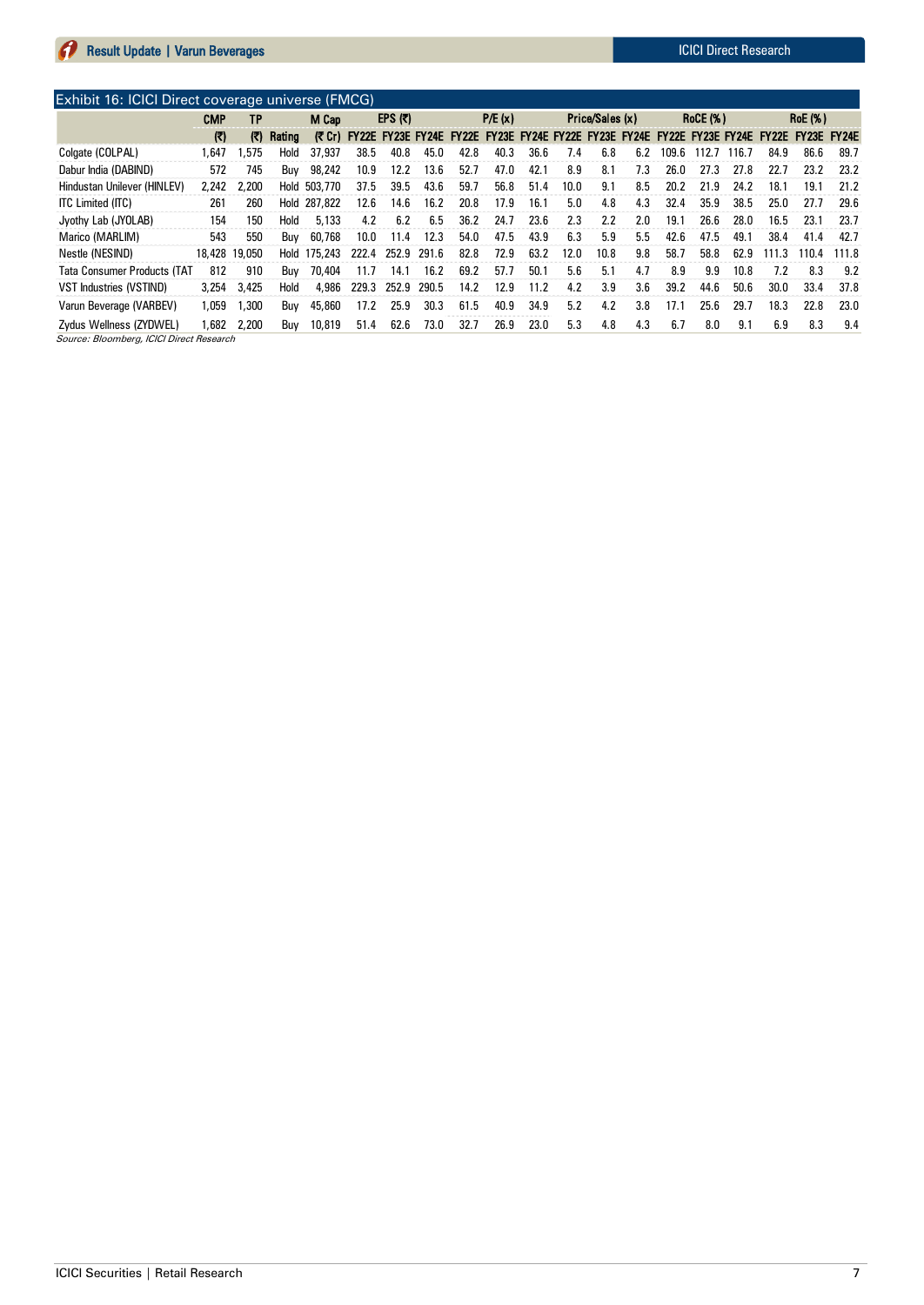Exhibit 16: ICICI Direct coverage universe (FMCG)

| | CMP | TP | | M Cap | EPS (₹) | | | P/E (x) | | | Price/Sales (x) | | | RoCE (%) | | | RoE (%) | | |
|---|---|---|---|---|---|---|---|---|---|---|---|---|---|---|---|---|---|---|---|
| | (₹) | (₹) | Rating | (₹ Cr) | FY22E | FY23E | FY24E | FY22E | FY23E | FY24E | FY22E | FY23E | FY24E | FY22E | FY23E | FY24E | FY22E | FY23E | FY24E |
| Colgate (COLPAL) | 1,647 | 1,575 | Hold | 37,937 | 38.5 | 40.8 | 45.0 | 42.8 | 40.3 | 36.6 | 7.4 | 6.8 | 6.2 | 109.6 | 112.7 | 116.7 | 84.9 | 86.6 | 89.7 |
| Dabur India (DABIND) | 572 | 745 | Buy | 98,242 | 10.9 | 12.2 | 13.6 | 52.7 | 47.0 | 42.1 | 8.9 | 8.1 | 7.3 | 26.0 | 27.3 | 27.8 | 22.7 | 23.2 | 23.2 |
| Hindustan Unilever (HINLEV) | 2,242 | 2,200 | Hold | 503,770 | 37.5 | 39.5 | 43.6 | 59.7 | 56.8 | 51.4 | 10.0 | 9.1 | 8.5 | 20.2 | 21.9 | 24.2 | 18.1 | 19.1 | 21.2 |
| ITC Limited (ITC) | 261 | 260 | Hold | 287,822 | 12.6 | 14.6 | 16.2 | 20.8 | 17.9 | 16.1 | 5.0 | 4.8 | 4.3 | 32.4 | 35.9 | 38.5 | 25.0 | 27.7 | 29.6 |
| Jyothy Lab (JYOLAB) | 154 | 150 | Hold | 5,133 | 4.2 | 6.2 | 6.5 | 36.2 | 24.7 | 23.6 | 2.3 | 2.2 | 2.0 | 19.1 | 26.6 | 28.0 | 16.5 | 23.1 | 23.7 |
| Marico (MARLIM) | 543 | 550 | Buy | 60,768 | 10.0 | 11.4 | 12.3 | 54.0 | 47.5 | 43.9 | 6.3 | 5.9 | 5.5 | 42.6 | 47.5 | 49.1 | 38.4 | 41.4 | 42.7 |
| Nestle (NESIND) | 18,428 | 19,050 | Hold | 175,243 | 222.4 | 252.9 | 291.6 | 82.8 | 72.9 | 63.2 | 12.0 | 10.8 | 9.8 | 58.7 | 58.8 | 62.9 | 111.3 | 110.4 | 111.8 |
| Tata Consumer Products (TAT | 812 | 910 | Buy | 70,404 | 11.7 | 14.1 | 16.2 | 69.2 | 57.7 | 50.1 | 5.6 | 5.1 | 4.7 | 8.9 | 9.9 | 10.8 | 7.2 | 8.3 | 9.2 |
| VST Industries (VSTIND) | 3,254 | 3,425 | Hold | 4,986 | 229.3 | 252.9 | 290.5 | 14.2 | 12.9 | 11.2 | 4.2 | 3.9 | 3.6 | 39.2 | 44.6 | 50.6 | 30.0 | 33.4 | 37.8 |
| Varun Beverage (VARBEV) | 1,059 | 1,300 | Buy | 45,860 | 17.2 | 25.9 | 30.3 | 61.5 | 40.9 | 34.9 | 5.2 | 4.2 | 3.8 | 17.1 | 25.6 | 29.7 | 18.3 | 22.8 | 23.0 |
| Zydus Wellness (ZYDWEL) | 1,682 | 2,200 | Buy | 10,819 | 51.4 | 62.6 | 73.0 | 32.7 | 26.9 | 23.0 | 5.3 | 4.8 | 4.3 | 6.7 | 8.0 | 9.1 | 6.9 | 8.3 | 9.4 |

*Source: Bloomberg, ICICI Direct Research*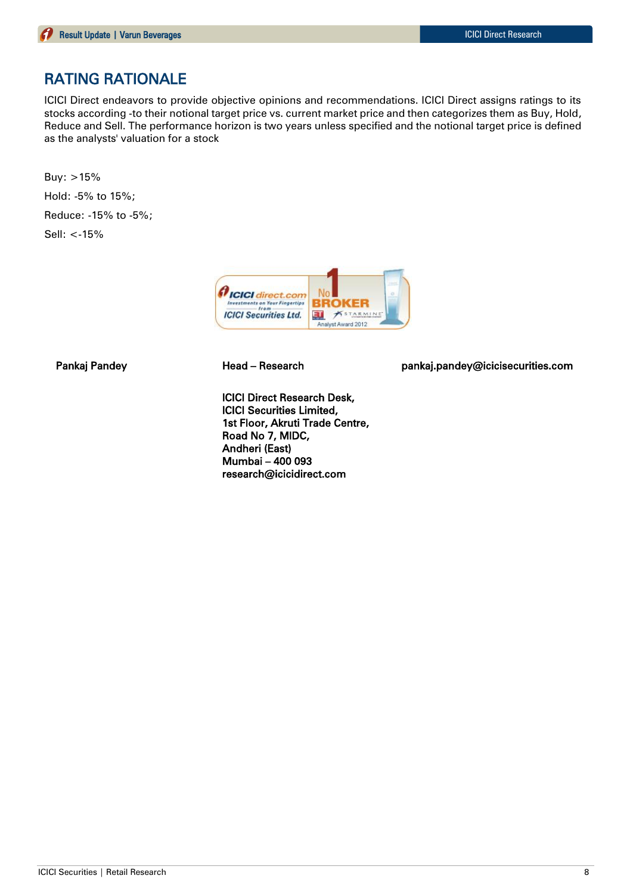## RATING RATIONALE

ICICI Direct endeavors to provide objective opinions and recommendations. ICICI Direct assigns ratings to its stocks according -to their notional target price vs. current market price and then categorizes them as Buy, Hold, Reduce and Sell. The performance horizon is two years unless specified and the notional target price is defined as the analysts' valuation for a stock

Buy: >15%

Hold: -5% to 15%;

Reduce: -15% to -5%;

Sell: <-15%

| **Pankaj Pandey** | **Head – Research** | **pankaj.pandey@icicisecurities.com** |
|---|---|---|

**ICICI Direct Research Desk,**
**ICICI Securities Limited,**
**1st Floor, Akruti Trade Centre,**
**Road No 7, MIDC,**
**Andheri (East)**
**Mumbai – 400 093**
**research@icicidirect.com**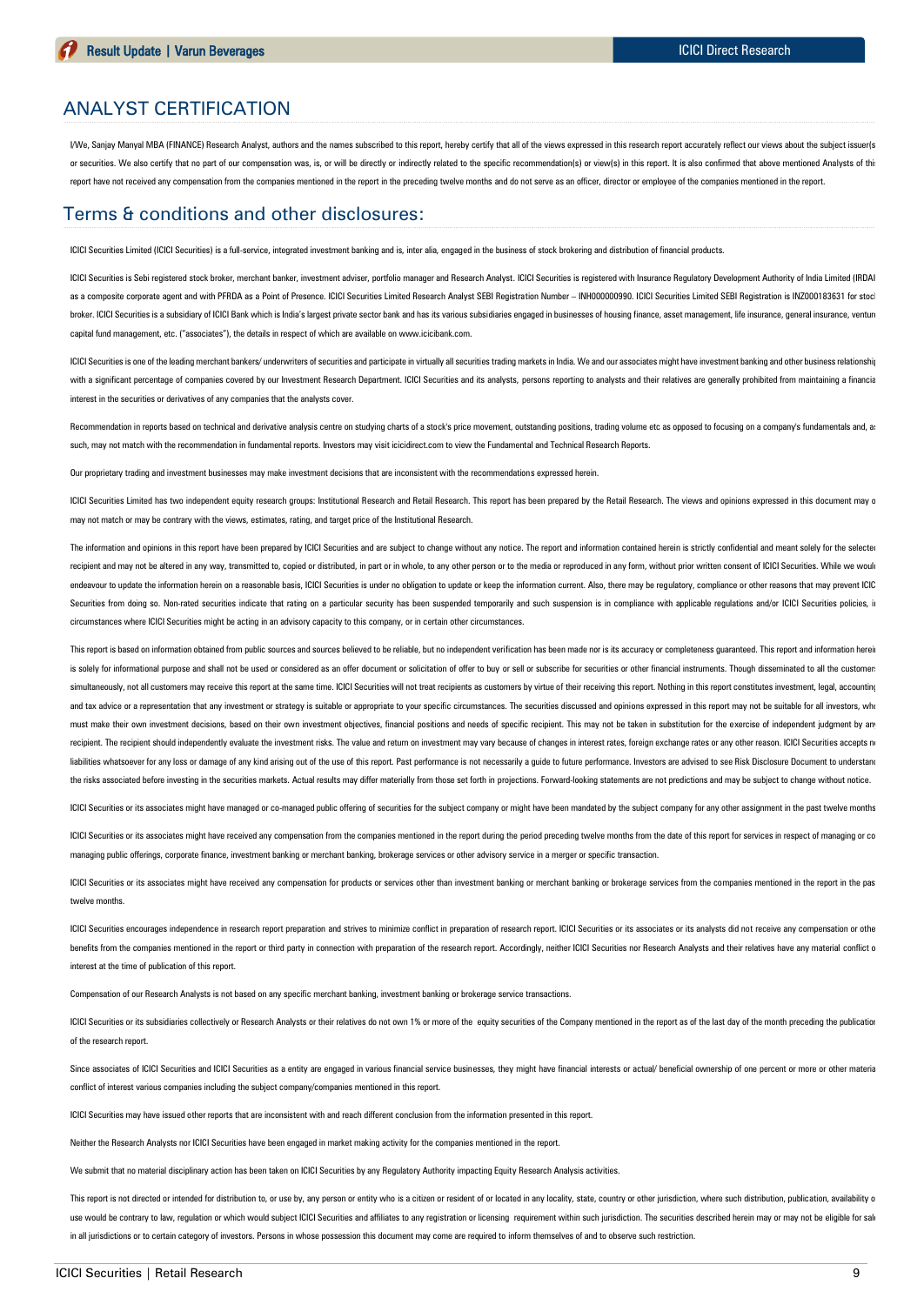## ANALYST CERTIFICATION

I/We, Sanjay Manyal MBA (FINANCE) Research Analyst, authors and the names subscribed to this report, hereby certify that all of the views expressed in this research report accurately reflect our views about the subject issuer(s or securities. We also certify that no part of our compensation was, is, or will be directly or indirectly related to the specific recommendation(s) or view(s) in this report. It is also confirmed that above mentioned Analysts of thi report have not received any compensation from the companies mentioned in the report in the preceding twelve months and do not serve as an officer, director or employee of the companies mentioned in the report.

## Terms & conditions and other disclosures:

ICICI Securities Limited (ICICI Securities) is a full-service, integrated investment banking and is, inter alia, engaged in the business of stock brokering and distribution of financial products.

ICICI Securities is Sebi registered stock broker, merchant banker, investment adviser, portfolio manager and Research Analyst. ICICI Securities is registered with Insurance Regulatory Development Authority of India Limited (IRDAI as a composite corporate agent and with PFRDA as a Point of Presence. ICICI Securities Limited Research Analyst SEBI Registration Number – INH000000990. ICICI Securities Limited SEBI Registration is INZ000183631 for stoc broker. ICICI Securities is a subsidiary of ICICI Bank which is India's largest private sector bank and has its various subsidiaries engaged in businesses of housing finance, asset management, life insurance, general insurance, ventur capital fund management, etc. ("associates"), the details in respect of which are available on www.icicibank.com.

ICICI Securities is one of the leading merchant bankers/ underwriters of securities and participate in virtually all securities trading markets in India. We and our associates might have investment banking and other business relationshi with a significant percentage of companies covered by our Investment Research Department. ICICI Securities and its analysts, persons reporting to analysts and their relatives are generally prohibited from maintaining a financia interest in the securities or derivatives of any companies that the analysts cover.

Recommendation in reports based on technical and derivative analysis centre on studying charts of a stock's price movement, outstanding positions, trading volume etc as opposed to focusing on a company's fundamentals and, a such, may not match with the recommendation in fundamental reports. Investors may visit icicidirect.com to view the Fundamental and Technical Research Reports.

Our proprietary trading and investment businesses may make investment decisions that are inconsistent with the recommendations expressed herein.

ICICI Securities Limited has two independent equity research groups: Institutional Research and Retail Research. This report has been prepared by the Retail Research. The views and opinions expressed in this document may o may not match or may be contrary with the views, estimates, rating, and target price of the Institutional Research.

The information and opinions in this report have been prepared by ICICI Securities and are subject to change without any notice. The report and information contained herein is strictly confidential and meant solely for the selecte recipient and may not be altered in any way, transmitted to, copied or distributed, in part or in whole, to any other person or to the media or reproduced in any form, without prior written consent of ICICI Securities. While we woul endeavour to update the information herein on a reasonable basis, ICICI Securities is under no obligation to update or keep the information current. Also, there may be regulatory, compliance or other reasons that may prevent ICIC Securities from doing so. Non-rated securities indicate that rating on a particular security has been suspended temporarily and such suspension is in compliance with applicable regulations and/or ICICI Securities policies, i circumstances where ICICI Securities might be acting in an advisory capacity to this company, or in certain other circumstances.

This report is based on information obtained from public sources and sources believed to be reliable, but no independent verification has been made nor is its accuracy or completeness guaranteed. This report and information herei is solely for informational purpose and shall not be used or considered as an offer document or solicitation of offer to buy or sell or subscribe for securities or other financial instruments. Though disseminated to all the customer simultaneously, not all customers may receive this report at the same time. ICICI Securities will not treat recipients as customers by virtue of their receiving this report. Nothing in this report constitutes investment, legal, accountin and tax advice or a representation that any investment or strategy is suitable or appropriate to your specific circumstances. The securities discussed and opinions expressed in this report may not be suitable for all investors, wh must make their own investment decisions, based on their own investment objectives, financial positions and needs of specific recipient. This may not be taken in substitution for the exercise of independent judgment by an recipient. The recipient should independently evaluate the investment risks. The value and return on investment may vary because of changes in interest rates, foreign exchange rates or any other reason. ICICI Securities accepts n liabilities whatsoever for any loss or damage of any kind arising out of the use of this report. Past performance is not necessarily a guide to future performance. Investors are advised to see Risk Disclosure Document to understan the risks associated before investing in the securities markets. Actual results may differ materially from those set forth in projections. Forward-looking statements are not predictions and may be subject to change without notice.

ICICI Securities or its associates might have managed or co-managed public offering of securities for the subject company or might have been mandated by the subject company for any other assignment in the past twelve months

ICICI Securities or its associates might have received any compensation from the companies mentioned in the report during the period preceding twelve months from the date of this report for services in respect of managing or co managing public offerings, corporate finance, investment banking or merchant banking, brokerage services or other advisory service in a merger or specific transaction.

ICICI Securities or its associates might have received any compensation for products or services other than investment banking or merchant banking or brokerage services from the companies mentioned in the report in the pas twelve months.

ICICI Securities encourages independence in research report preparation and strives to minimize conflict in preparation of research report. ICICI Securities or its associates or its analysts did not receive any compensation or othe benefits from the companies mentioned in the report or third party in connection with preparation of the research report. Accordingly, neither ICICI Securities nor Research Analysts and their relatives have any material conflict o interest at the time of publication of this report.

Compensation of our Research Analysts is not based on any specific merchant banking, investment banking or brokerage service transactions.

ICICI Securities or its subsidiaries collectively or Research Analysts or their relatives do not own 1% or more of the equity securities of the Company mentioned in the report as of the last day of the month preceding the publicatio of the research report.

Since associates of ICICI Securities and ICICI Securities as a entity are engaged in various financial service businesses, they might have financial interests or actual/ beneficial ownership of one percent or more or other materia conflict of interest various companies including the subject company/companies mentioned in this report.

ICICI Securities may have issued other reports that are inconsistent with and reach different conclusion from the information presented in this report.

Neither the Research Analysts nor ICICI Securities have been engaged in market making activity for the companies mentioned in the report.

We submit that no material disciplinary action has been taken on ICICI Securities by any Regulatory Authority impacting Equity Research Analysis activities.

This report is not directed or intended for distribution to, or use by, any person or entity who is a citizen or resident of or located in any locality, state, country or other jurisdiction, where such distribution, publication, availability o use would be contrary to law, regulation or which would subject ICICI Securities and affiliates to any registration or licensing requirement within such jurisdiction. The securities described herein may or may not be eligible for sal in all jurisdictions or to certain category of investors. Persons in whose possession this document may come are required to inform themselves of and to observe such restriction.